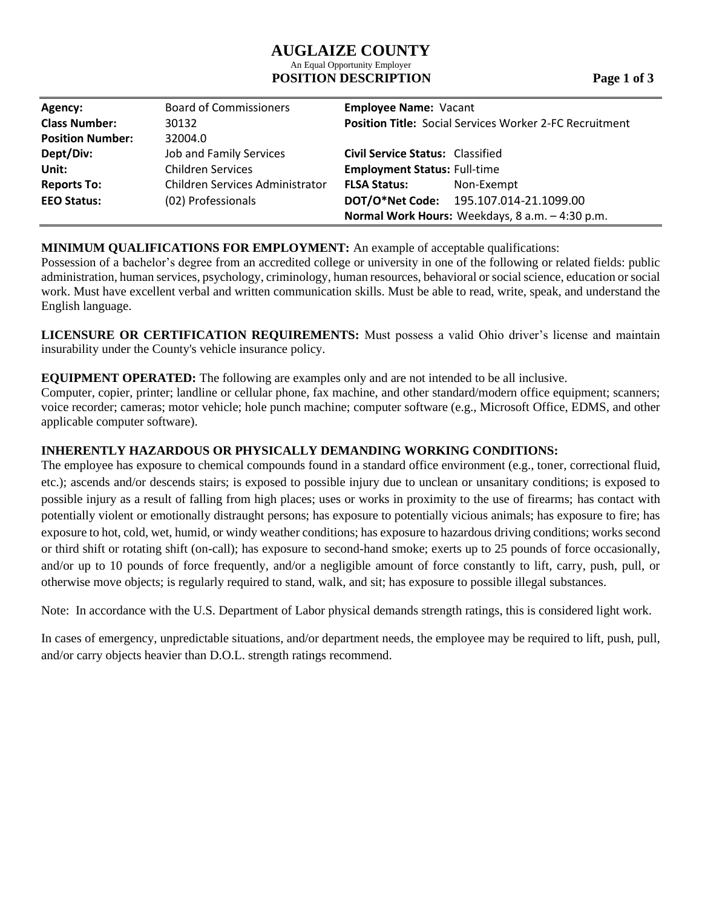# AUGLAIZE COUNTY

An Equal Opportunity Employer

## POSITION DESCRIPTION

| | | | |
|---|---|---|---|
| **Agency:** | Board of Commissioners | **Employee Name:** Vacant | |
| **Class Number:** | 30132 | **Position Title:** Social Services Worker 2-FC Recruitment | |
| **Position Number:** | 32004.0 | | |
| **Dept/Div:** | Job and Family Services | **Civil Service Status:** Classified | |
| **Unit:** | Children Services | **Employment Status:** Full-time | |
| **Reports To:** | Children Services Administrator | **FLSA Status:** | Non-Exempt |
| **EEO Status:** | (02) Professionals | **DOT/O*Net Code:** | 195.107.014-21.1099.00 |
| | | **Normal Work Hours:** Weekdays, 8 a.m. – 4:30 p.m. | |

**MINIMUM QUALIFICATIONS FOR EMPLOYMENT:** An example of acceptable qualifications:
Possession of a bachelor's degree from an accredited college or university in one of the following or related fields: public administration, human services, psychology, criminology, human resources, behavioral or social science, education or social work. Must have excellent verbal and written communication skills. Must be able to read, write, speak, and understand the English language.

**LICENSURE OR CERTIFICATION REQUIREMENTS:** Must possess a valid Ohio driver's license and maintain insurability under the County's vehicle insurance policy.

**EQUIPMENT OPERATED:** The following are examples only and are not intended to be all inclusive.
Computer, copier, printer; landline or cellular phone, fax machine, and other standard/modern office equipment; scanners; voice recorder; cameras; motor vehicle; hole punch machine; computer software (e.g., Microsoft Office, EDMS, and other applicable computer software).

**INHERENTLY HAZARDOUS OR PHYSICALLY DEMANDING WORKING CONDITIONS:**
The employee has exposure to chemical compounds found in a standard office environment (e.g., toner, correctional fluid, etc.); ascends and/or descends stairs; is exposed to possible injury due to unclean or unsanitary conditions; is exposed to possible injury as a result of falling from high places; uses or works in proximity to the use of firearms; has contact with potentially violent or emotionally distraught persons; has exposure to potentially vicious animals; has exposure to fire; has exposure to hot, cold, wet, humid, or windy weather conditions; has exposure to hazardous driving conditions; works second or third shift or rotating shift (on-call); has exposure to second-hand smoke; exerts up to 25 pounds of force occasionally, and/or up to 10 pounds of force frequently, and/or a negligible amount of force constantly to lift, carry, push, pull, or otherwise move objects; is regularly required to stand, walk, and sit; has exposure to possible illegal substances.

Note: In accordance with the U.S. Department of Labor physical demands strength ratings, this is considered light work.

In cases of emergency, unpredictable situations, and/or department needs, the employee may be required to lift, push, pull, and/or carry objects heavier than D.O.L. strength ratings recommend.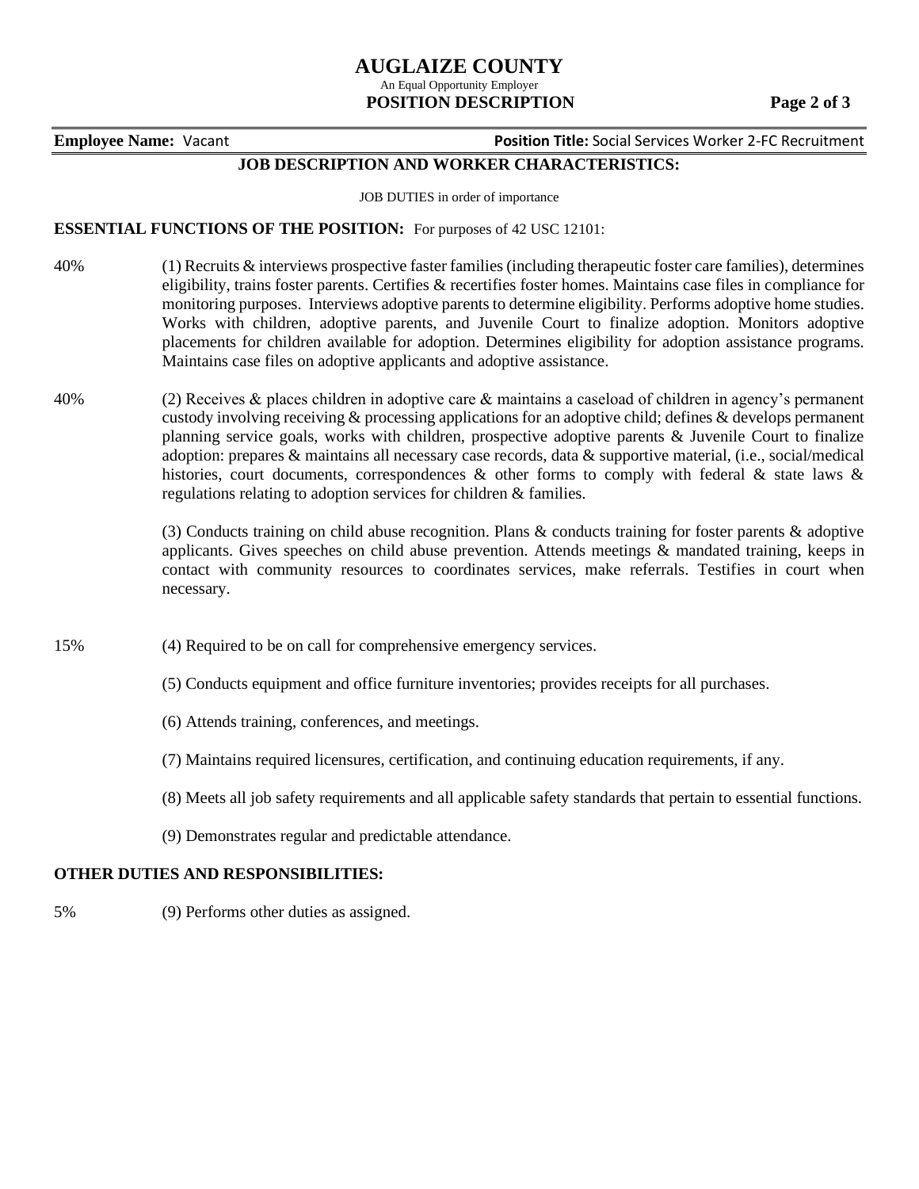# AUGLAIZE COUNTY

An Equal Opportunity Employer

**POSITION DESCRIPTION**

**Employee Name:** Vacant **Position Title:** Social Services Worker 2-FC Recruitment

## JOB DESCRIPTION AND WORKER CHARACTERISTICS:

JOB DUTIES in order of importance

**ESSENTIAL FUNCTIONS OF THE POSITION:** For purposes of 42 USC 12101:

40% (1) Recruits & interviews prospective faster families (including therapeutic foster care families), determines eligibility, trains foster parents. Certifies & recertifies foster homes. Maintains case files in compliance for monitoring purposes. Interviews adoptive parents to determine eligibility. Performs adoptive home studies. Works with children, adoptive parents, and Juvenile Court to finalize adoption. Monitors adoptive placements for children available for adoption. Determines eligibility for adoption assistance programs. Maintains case files on adoptive applicants and adoptive assistance.

40% (2) Receives & places children in adoptive care & maintains a caseload of children in agency's permanent custody involving receiving & processing applications for an adoptive child; defines & develops permanent planning service goals, works with children, prospective adoptive parents & Juvenile Court to finalize adoption: prepares & maintains all necessary case records, data & supportive material, (i.e., social/medical histories, court documents, correspondences & other forms to comply with federal & state laws & regulations relating to adoption services for children & families.

(3) Conducts training on child abuse recognition. Plans & conducts training for foster parents & adoptive applicants. Gives speeches on child abuse prevention. Attends meetings & mandated training, keeps in contact with community resources to coordinates services, make referrals. Testifies in court when necessary.

15% (4) Required to be on call for comprehensive emergency services.

(5) Conducts equipment and office furniture inventories; provides receipts for all purchases.

(6) Attends training, conferences, and meetings.

(7) Maintains required licensures, certification, and continuing education requirements, if any.

(8) Meets all job safety requirements and all applicable safety standards that pertain to essential functions.

(9) Demonstrates regular and predictable attendance.

**OTHER DUTIES AND RESPONSIBILITIES:**

5% (9) Performs other duties as assigned.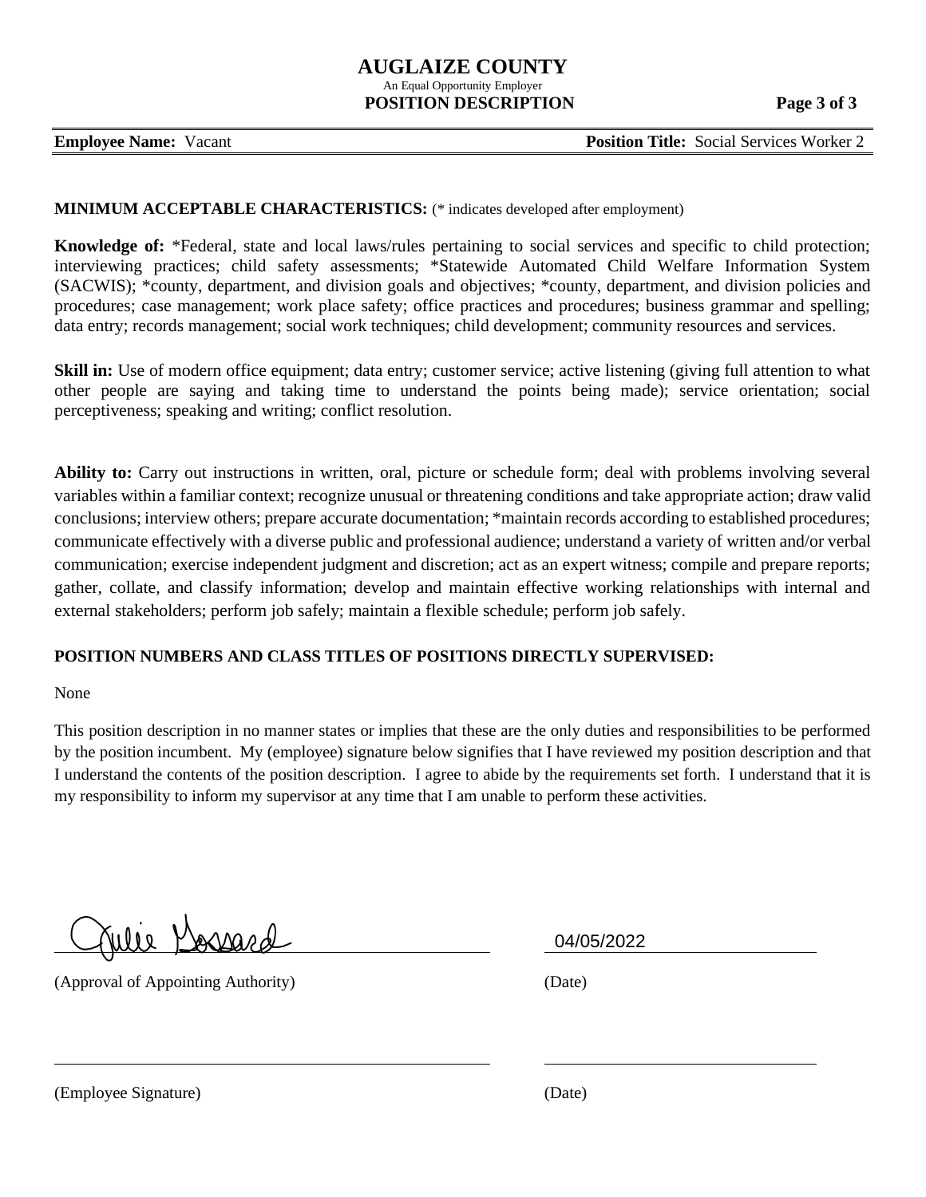# AUGLAIZE COUNTY

An Equal Opportunity Employer

**POSITION DESCRIPTION**

**Employee Name:** Vacant **Position Title:** Social Services Worker 2

**MINIMUM ACCEPTABLE CHARACTERISTICS:** (* indicates developed after employment)

**Knowledge of:** *Federal, state and local laws/rules pertaining to social services and specific to child protection; interviewing practices; child safety assessments; *Statewide Automated Child Welfare Information System (SACWIS); *county, department, and division goals and objectives; *county, department, and division policies and procedures; case management; work place safety; office practices and procedures; business grammar and spelling; data entry; records management; social work techniques; child development; community resources and services.

**Skill in:** Use of modern office equipment; data entry; customer service; active listening (giving full attention to what other people are saying and taking time to understand the points being made); service orientation; social perceptiveness; speaking and writing; conflict resolution.

**Ability to:** Carry out instructions in written, oral, picture or schedule form; deal with problems involving several variables within a familiar context; recognize unusual or threatening conditions and take appropriate action; draw valid conclusions; interview others; prepare accurate documentation; *maintain records according to established procedures; communicate effectively with a diverse public and professional audience; understand a variety of written and/or verbal communication; exercise independent judgment and discretion; act as an expert witness; compile and prepare reports; gather, collate, and classify information; develop and maintain effective working relationships with internal and external stakeholders; perform job safely; maintain a flexible schedule; perform job safely.

**POSITION NUMBERS AND CLASS TITLES OF POSITIONS DIRECTLY SUPERVISED:**

None

This position description in no manner states or implies that these are the only duties and responsibilities to be performed by the position incumbent. My (employee) signature below signifies that I have reviewed my position description and that I understand the contents of the position description. I agree to abide by the requirements set forth. I understand that it is my responsibility to inform my supervisor at any time that I am unable to perform these activities.

Julie Gossard 04/05/2022

(Approval of Appointing Authority) (Date)

(Employee Signature) (Date)